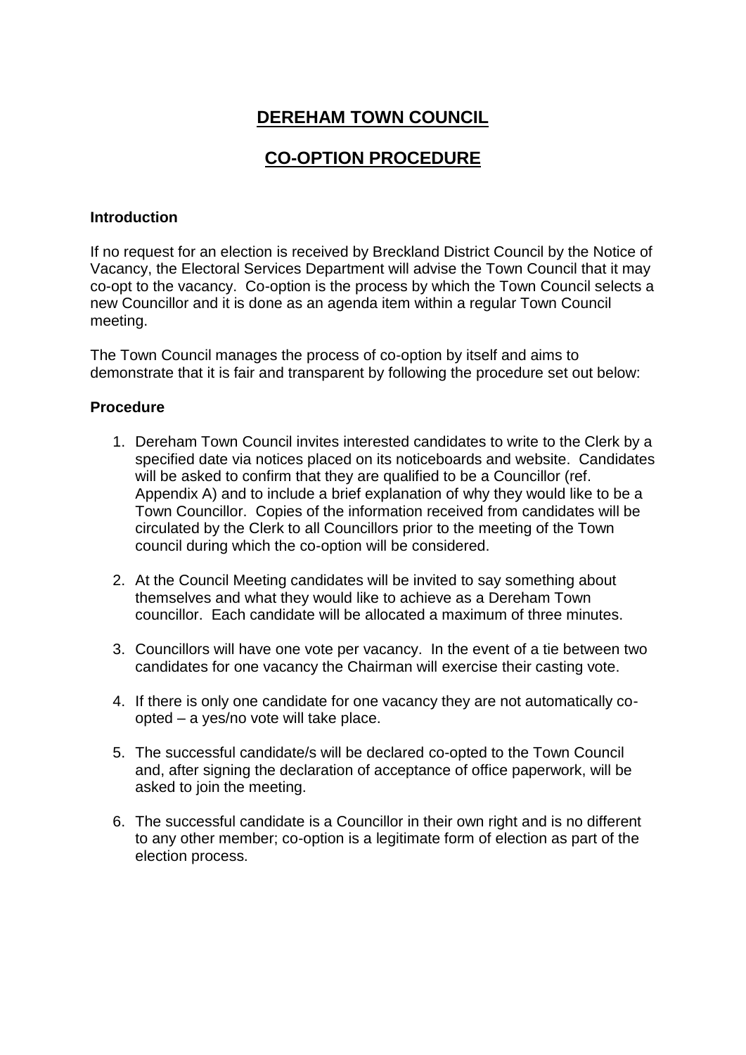# DEREHAM TOWN COUNCIL

## CO-OPTION PROCEDURE

### Introduction

If no request for an election is received by Breckland District Council by the Notice of Vacancy, the Electoral Services Department will advise the Town Council that it may co-opt to the vacancy. Co-option is the process by which the Town Council selects a new Councillor and it is done as an agenda item within a regular Town Council meeting.

The Town Council manages the process of co-option by itself and aims to demonstrate that it is fair and transparent by following the procedure set out below:

### Procedure

1. Dereham Town Council invites interested candidates to write to the Clerk by a specified date via notices placed on its noticeboards and website. Candidates will be asked to confirm that they are qualified to be a Councillor (ref. Appendix A) and to include a brief explanation of why they would like to be a Town Councillor. Copies of the information received from candidates will be circulated by the Clerk to all Councillors prior to the meeting of the Town council during which the co-option will be considered.

2. At the Council Meeting candidates will be invited to say something about themselves and what they would like to achieve as a Dereham Town councillor. Each candidate will be allocated a maximum of three minutes.

3. Councillors will have one vote per vacancy. In the event of a tie between two candidates for one vacancy the Chairman will exercise their casting vote.

4. If there is only one candidate for one vacancy they are not automatically co-opted – a yes/no vote will take place.

5. The successful candidate/s will be declared co-opted to the Town Council and, after signing the declaration of acceptance of office paperwork, will be asked to join the meeting.

6. The successful candidate is a Councillor in their own right and is no different to any other member; co-option is a legitimate form of election as part of the election process.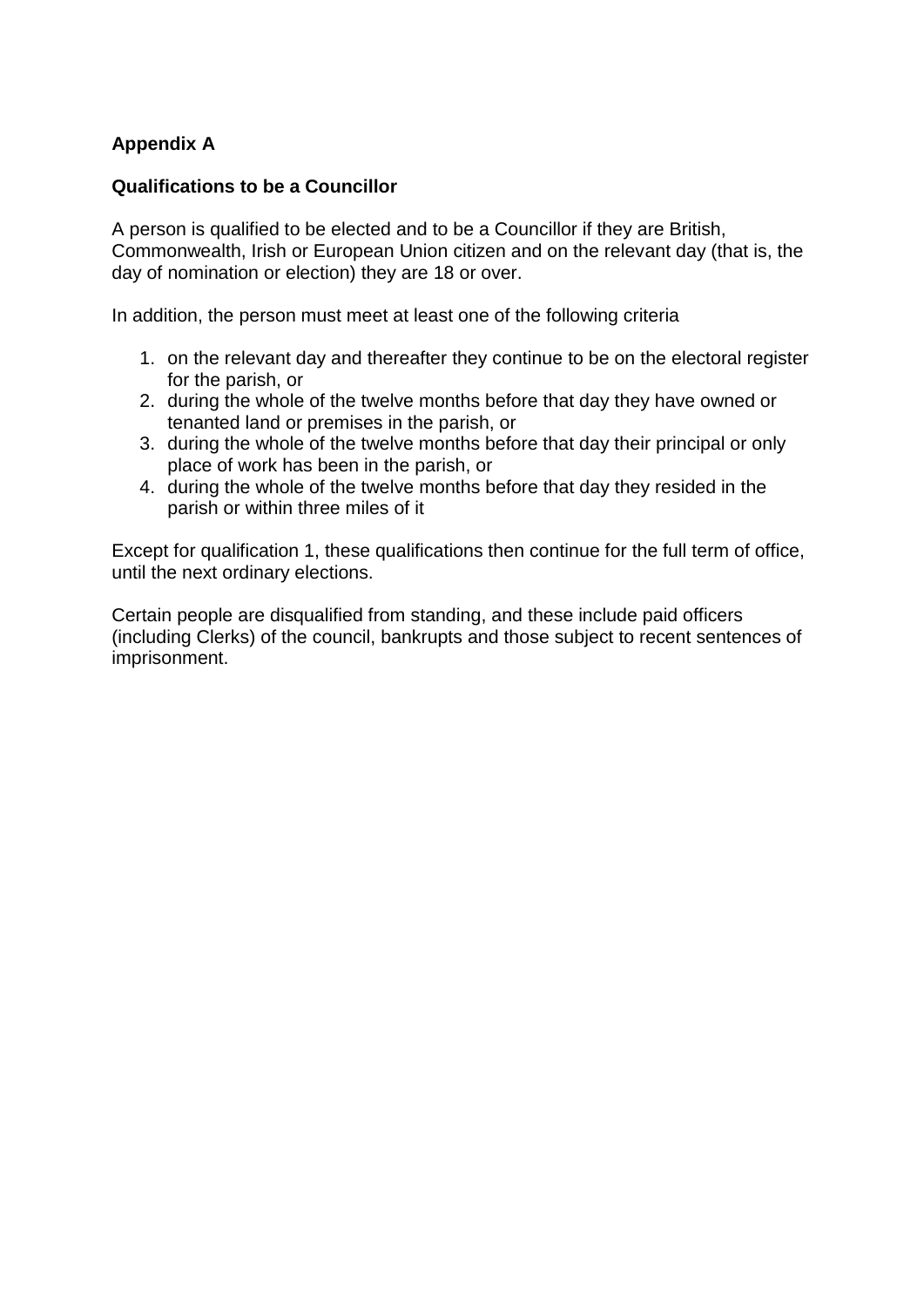**Appendix A**

**Qualifications to be a Councillor**

A person is qualified to be elected and to be a Councillor if they are British, Commonwealth, Irish or European Union citizen and on the relevant day (that is, the day of nomination or election) they are 18 or over.

In addition, the person must meet at least one of the following criteria

1. on the relevant day and thereafter they continue to be on the electoral register for the parish, or
2. during the whole of the twelve months before that day they have owned or tenanted land or premises in the parish, or
3. during the whole of the twelve months before that day their principal or only place of work has been in the parish, or
4. during the whole of the twelve months before that day they resided in the parish or within three miles of it

Except for qualification 1, these qualifications then continue for the full term of office, until the next ordinary elections.

Certain people are disqualified from standing, and these include paid officers (including Clerks) of the council, bankrupts and those subject to recent sentences of imprisonment.